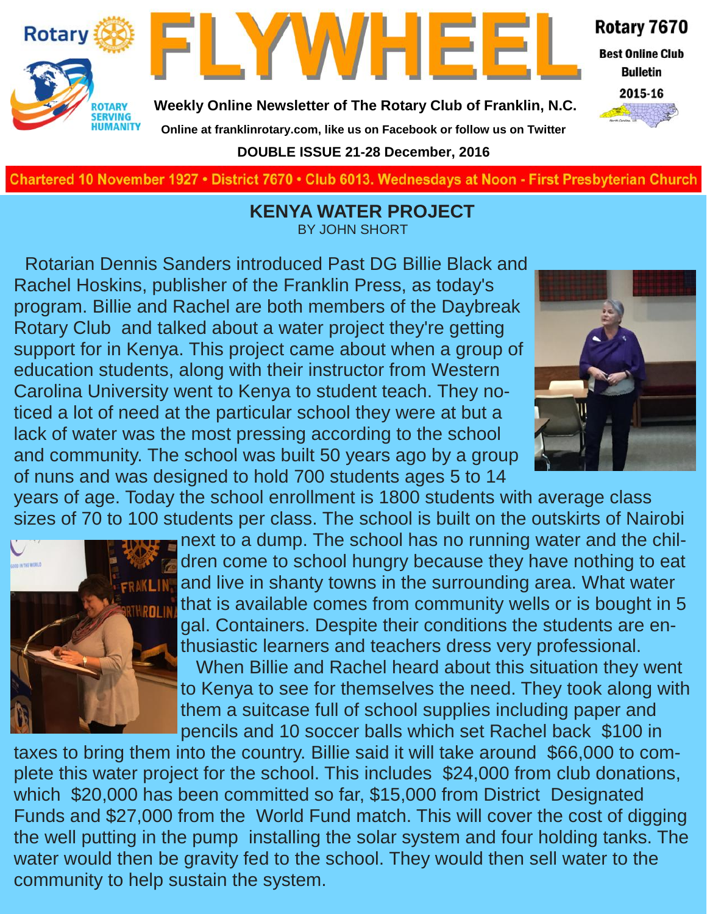# FLYWHEEL

**Weekly Online Newsletter of The Rotary Club of Franklin, N.C.**

**Online at franklinrotary.com, like us on Facebook or follow us on Twitter**

**DOUBLE ISSUE 21-28 December, 2016**

**Rotary 7670**

**Best Online Club Bulletin**

**2015-16**

Chartered 10 November 1927 • District 7670 • Club 6013. Wednesdays at Noon - First Presbyterian Church

## KENYA WATER PROJECT

BY JOHN SHORT

Rotarian Dennis Sanders introduced Past DG Billie Black and Rachel Hoskins, publisher of the Franklin Press, as today's program. Billie and Rachel are both members of the Daybreak Rotary Club and talked about a water project they're getting support for in Kenya. This project came about when a group of education students, along with their instructor from Western Carolina University went to Kenya to student teach. They noticed a lot of need at the particular school they were at but a lack of water was the most pressing according to the school and community. The school was built 50 years ago by a group of nuns and was designed to hold 700 students ages 5 to 14 years of age. Today the school enrollment is 1800 students with average class sizes of 70 to 100 students per class. The school is built on the outskirts of Nairobi next to a dump. The school has no running water and the children come to school hungry because they have nothing to eat and live in shanty towns in the surrounding area. What water that is available comes from community wells or is bought in 5 gal. Containers. Despite their conditions the students are enthusiastic learners and teachers dress very professional.

When Billie and Rachel heard about this situation they went to Kenya to see for themselves the need. They took along with them a suitcase full of school supplies including paper and pencils and 10 soccer balls which set Rachel back $100 in taxes to bring them into the country. Billie said it will take around $66,000 to complete this water project for the school. This includes $24,000 from club donations, which $20,000 has been committed so far, $15,000 from District Designated Funds and $27,000 from the World Fund match. This will cover the cost of digging the well putting in the pump installing the solar system and four holding tanks. The water would then be gravity fed to the school. They would then sell water to the community to help sustain the system.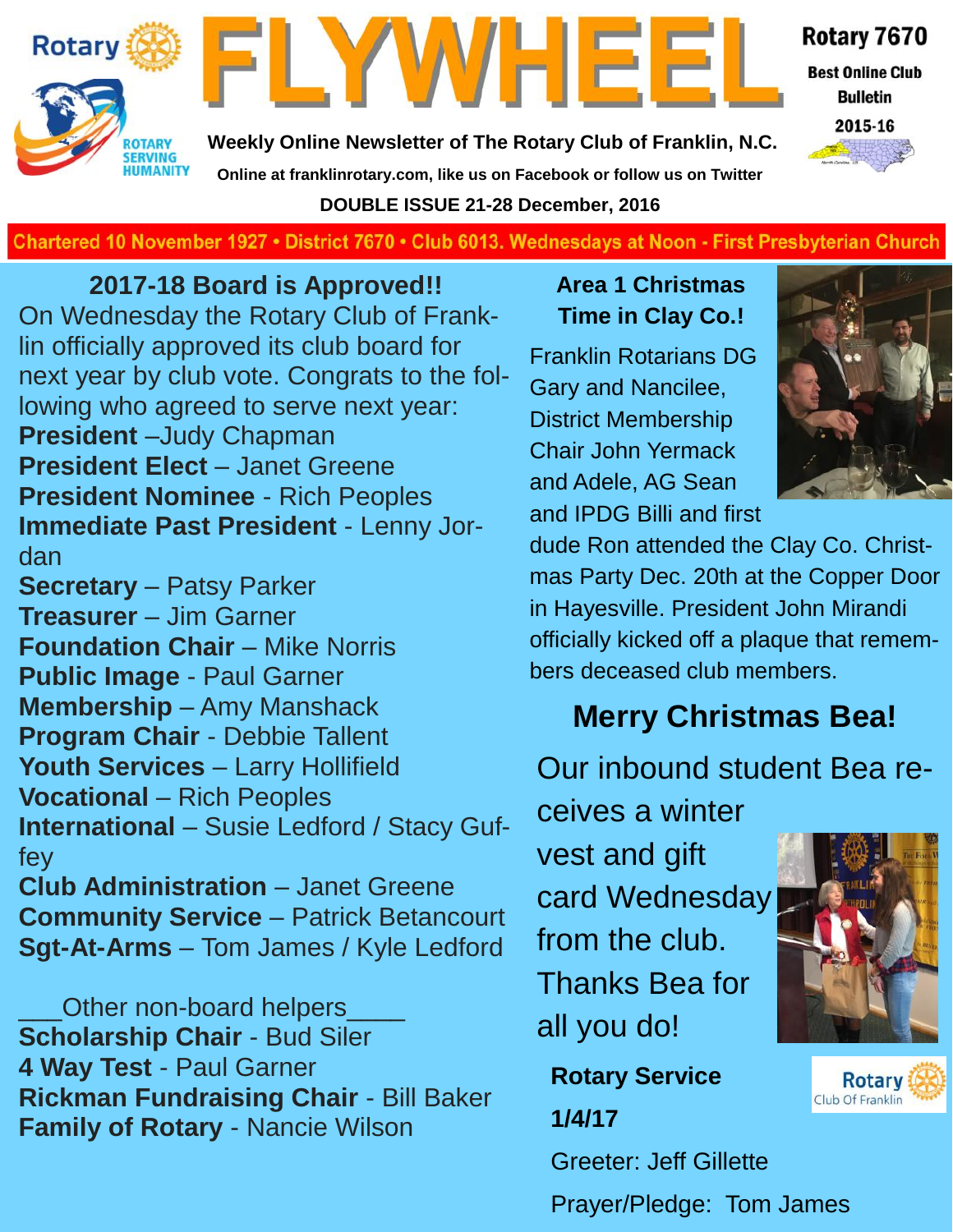# FLYWHEEL

**Rotary 7670**
**Best Online Club Bulletin**
**2015-16**

**Weekly Online Newsletter of The Rotary Club of Franklin, N.C.**
**Online at franklinrotary.com, like us on Facebook or follow us on Twitter**
**DOUBLE ISSUE 21-28 December, 2016**

Chartered 10 November 1927 • District 7670 • Club 6013. Wednesdays at Noon - First Presbyterian Church

## 2017-18 Board is Approved!!

On Wednesday the Rotary Club of Franklin officially approved its club board for next year by club vote. Congrats to the following who agreed to serve next year:

**President** –Judy Chapman
**President Elect** – Janet Greene
**President Nominee** - Rich Peoples
**Immediate Past President** - Lenny Jordan
**Secretary** – Patsy Parker
**Treasurer** – Jim Garner
**Foundation Chair** – Mike Norris
**Public Image** - Paul Garner
**Membership** – Amy Manshack
**Program Chair** - Debbie Tallent
**Youth Services** – Larry Hollifield
**Vocational** – Rich Peoples
**International** – Susie Ledford / Stacy Guffey
**Club Administration** – Janet Greene
**Community Service** – Patrick Betancourt
**Sgt-At-Arms** – Tom James / Kyle Ledford

___Other non-board helpers____
**Scholarship Chair** - Bud Siler
**4 Way Test** - Paul Garner
**Rickman Fundraising Chair** - Bill Baker
**Family of Rotary** - Nancie Wilson

## Area 1 Christmas Time in Clay Co.!

Franklin Rotarians DG Gary and Nancilee, District Membership Chair John Yermack and Adele, AG Sean and IPDG Billi and first dude Ron attended the Clay Co. Christmas Party Dec. 20th at the Copper Door in Hayesville. President John Mirandi officially kicked off a plaque that remembers deceased club members.

## Merry Christmas Bea!

Our inbound student Bea receives a winter vest and gift card Wednesday from the club. Thanks Bea for all you do!

**Rotary Service**

**1/4/17**

Greeter: Jeff Gillette

Prayer/Pledge: Tom James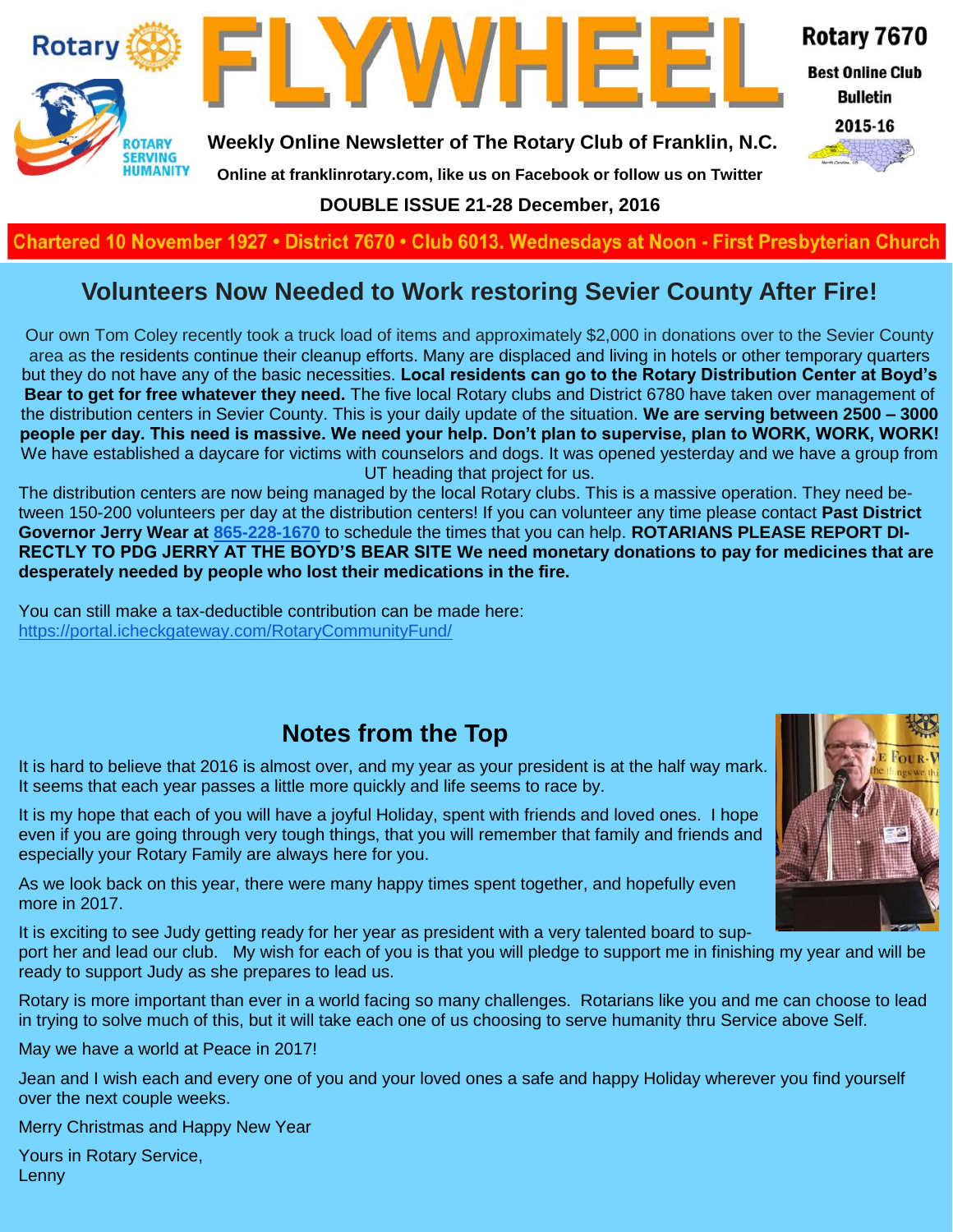# FLYWHEEL

**Rotary 7670**

**Best Online Club Bulletin**

**2015-16**

**Weekly Online Newsletter of The Rotary Club of Franklin, N.C.**

**Online at franklinrotary.com, like us on Facebook or follow us on Twitter**

**DOUBLE ISSUE 21-28 December, 2016**

**Chartered 10 November 1927 • District 7670 • Club 6013. Wednesdays at Noon - First Presbyterian Church**

## Volunteers Now Needed to Work restoring Sevier County After Fire!

Our own Tom Coley recently took a truck load of items and approximately $2,000 in donations over to the Sevier County area as the residents continue their cleanup efforts. Many are displaced and living in hotels or other temporary quarters but they do not have any of the basic necessities. **Local residents can go to the Rotary Distribution Center at Boyd's Bear to get for free whatever they need.** The five local Rotary clubs and District 6780 have taken over management of the distribution centers in Sevier County. This is your daily update of the situation. **We are serving between 2500 – 3000 people per day. This need is massive. We need your help. Don't plan to supervise, plan to WORK, WORK, WORK!** We have established a daycare for victims with counselors and dogs. It was opened yesterday and we have a group from UT heading that project for us.

The distribution centers are now being managed by the local Rotary clubs. This is a massive operation. They need between 150-200 volunteers per day at the distribution centers! If you can volunteer any time please contact **Past District Governor Jerry Wear at 865-228-1670** to schedule the times that you can help. **ROTARIANS PLEASE REPORT DIRECTLY TO PDG JERRY AT THE BOYD'S BEAR SITE We need monetary donations to pay for medicines that are desperately needed by people who lost their medications in the fire.**

You can still make a tax-deductible contribution can be made here:
https://portal.icheckgateway.com/RotaryCommunityFund/

## Notes from the Top

It is hard to believe that 2016 is almost over, and my year as your president is at the half way mark. It seems that each year passes a little more quickly and life seems to race by.

It is my hope that each of you will have a joyful Holiday, spent with friends and loved ones. I hope even if you are going through very tough things, that you will remember that family and friends and especially your Rotary Family are always here for you.

As we look back on this year, there were many happy times spent together, and hopefully even more in 2017.

It is exciting to see Judy getting ready for her year as president with a very talented board to support her and lead our club. My wish for each of you is that you will pledge to support me in finishing my year and will be ready to support Judy as she prepares to lead us.

Rotary is more important than ever in a world facing so many challenges. Rotarians like you and me can choose to lead in trying to solve much of this, but it will take each one of us choosing to serve humanity thru Service above Self.

May we have a world at Peace in 2017!

Jean and I wish each and every one of you and your loved ones a safe and happy Holiday wherever you find yourself over the next couple weeks.

Merry Christmas and Happy New Year

Yours in Rotary Service,
Lenny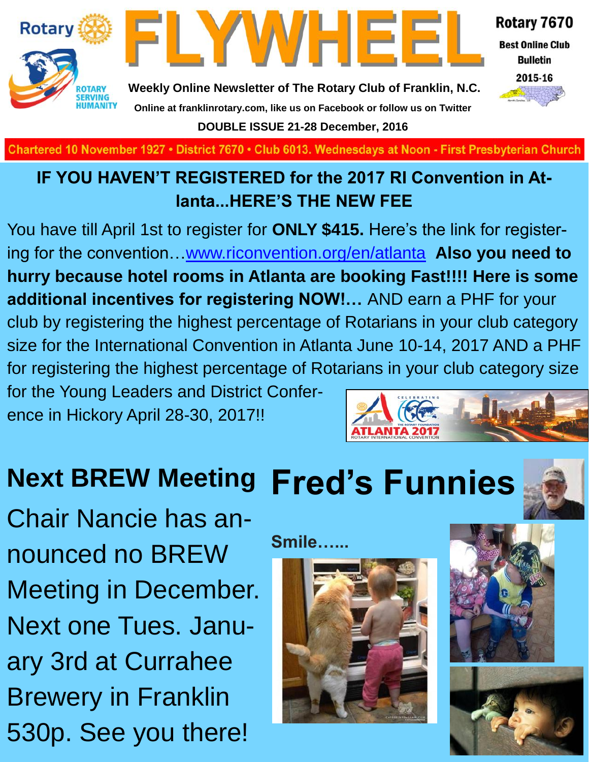# FLYWHEEL

**Rotary 7670**
**Best Online Club Bulletin**
**2015-16**

**Weekly Online Newsletter of The Rotary Club of Franklin, N.C.**

**Online at franklinrotary.com, like us on Facebook or follow us on Twitter**

**DOUBLE ISSUE 21-28 December, 2016**

Chartered 10 November 1927 • District 7670 • Club 6013. Wednesdays at Noon - First Presbyterian Church

## IF YOU HAVEN'T REGISTERED for the 2017 RI Convention in Atlanta...HERE'S THE NEW FEE

You have till April 1st to register for **ONLY $415.** Here's the link for registering for the convention…[www.riconvention.org/en/atlanta](www.riconvention.org/en/atlanta) **Also you need to hurry because hotel rooms in Atlanta are booking Fast!!!! Here is some additional incentives for registering NOW!…** AND earn a PHF for your club by registering the highest percentage of Rotarians in your club category size for the International Convention in Atlanta June 10-14, 2017 AND a PHF for registering the highest percentage of Rotarians in your club category size for the Young Leaders and District Conference in Hickory April 28-30, 2017!!

## Next BREW Meeting

Chair Nancie has announced no BREW Meeting in December. Next one Tues. January 3rd at Currahee Brewery in Franklin 530p. See you there!

## Fred's Funnies

**Smile……**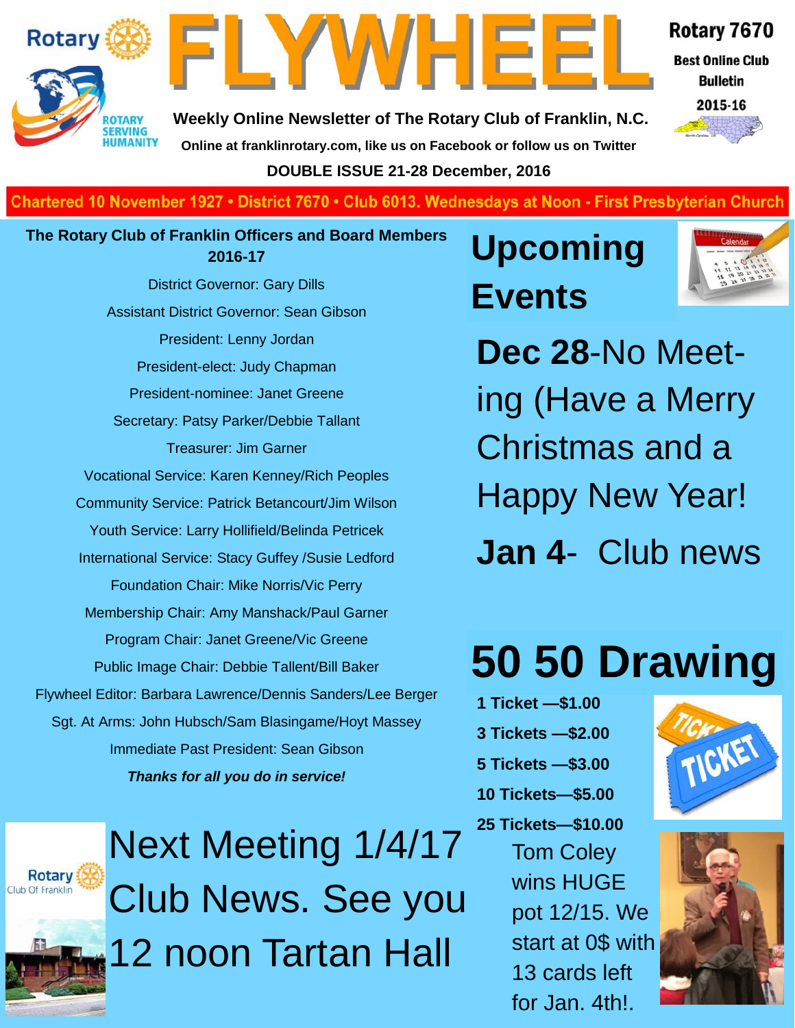Rotary

ROTARY SERVING HUMANITY

# FLYWHEEL

**Rotary 7670**

**Best Online Club Bulletin**

**2015-16**

**Weekly Online Newsletter of The Rotary Club of Franklin, N.C.**

**Online at franklinrotary.com, like us on Facebook or follow us on Twitter**

**DOUBLE ISSUE 21-28 December, 2016**

**Chartered 10 November 1927 • District 7670 • Club 6013. Wednesdays at Noon - First Presbyterian Church**

**The Rotary Club of Franklin Officers and Board Members 2016-17**

District Governor: Gary Dills

Assistant District Governor: Sean Gibson

President: Lenny Jordan

President-elect: Judy Chapman

President-nominee: Janet Greene

Secretary: Patsy Parker/Debbie Tallant

Treasurer: Jim Garner

Vocational Service: Karen Kenney/Rich Peoples

Community Service: Patrick Betancourt/Jim Wilson

Youth Service: Larry Hollifield/Belinda Petricek

International Service: Stacy Guffey /Susie Ledford

Foundation Chair: Mike Norris/Vic Perry

Membership Chair: Amy Manshack/Paul Garner

Program Chair: Janet Greene/Vic Greene

Public Image Chair: Debbie Tallent/Bill Baker

Flywheel Editor: Barbara Lawrence/Dennis Sanders/Lee Berger

Sgt. At Arms: John Hubsch/Sam Blasingame/Hoyt Massey

Immediate Past President: Sean Gibson

***Thanks for all you do in service!***

Rotary Club Of Franklin

Next Meeting 1/4/17 Club News. See you 12 noon Tartan Hall

## Upcoming Events

**Dec 28**-No Meeting (Have a Merry Christmas and a Happy New Year!

**Jan 4**- Club news

## 50 50 Drawing

**1 Ticket —$1.00**

**3 Tickets —$2.00**

**5 Tickets —$3.00**

**10 Tickets—$5.00**

**25 Tickets—$10.00**

Tom Coley wins HUGE pot 12/15. We start at 0$ with 13 cards left for Jan. 4th!.